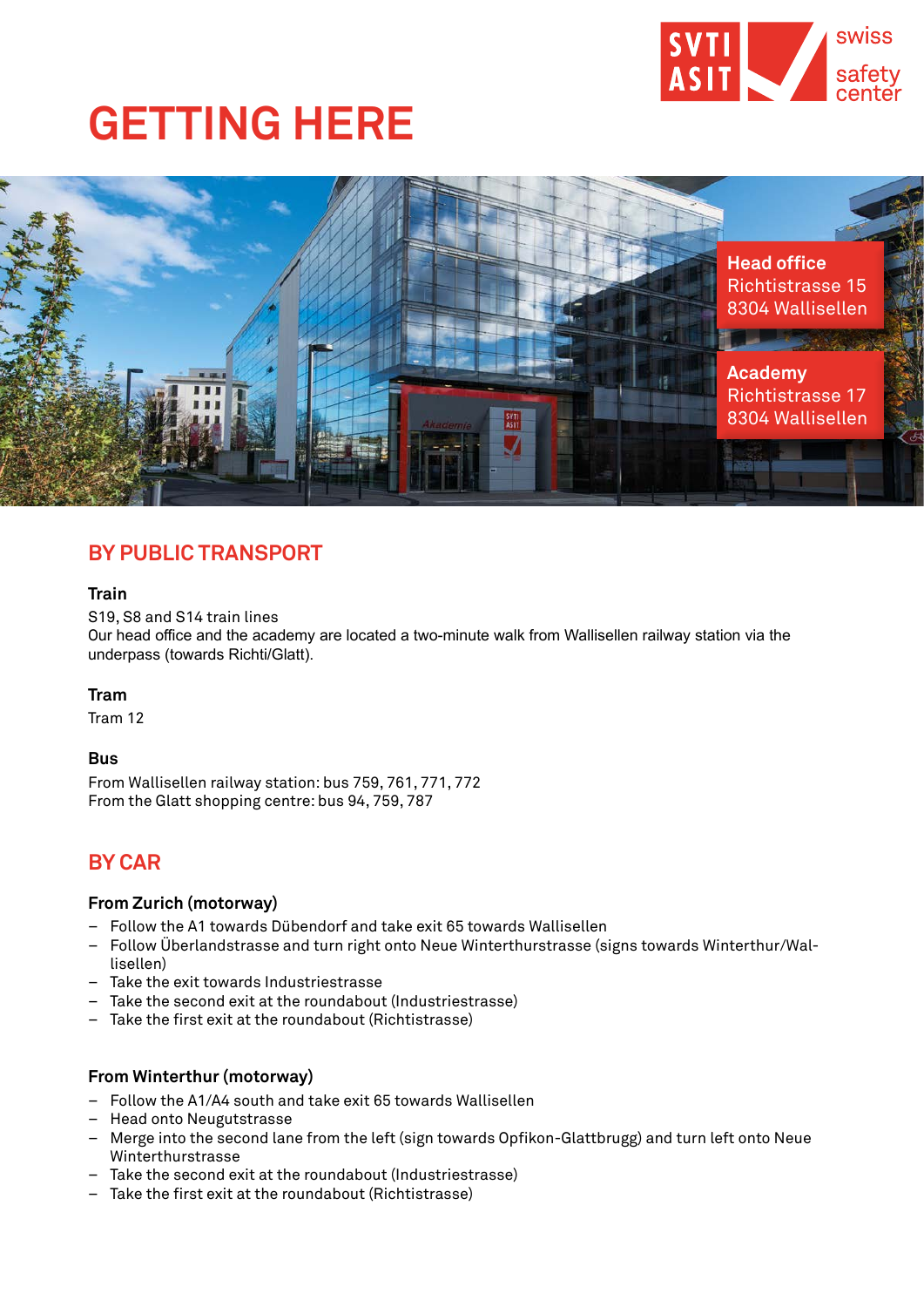# GETTING HERE

**Head office**
Richtistrasse 15
8304 Wallisellen

**Academy**
Richtistrasse 17
8304 Wallisellen

## BY PUBLIC TRANSPORT

### Train

S19, S8 and S14 train lines
Our head office and the academy are located a two-minute walk from Wallisellen railway station via the underpass (towards Richti/Glatt).

### Tram

Tram 12

### Bus

From Wallisellen railway station: bus 759, 761, 771, 772
From the Glatt shopping centre: bus 94, 759, 787

## BY CAR

### From Zurich (motorway)

- Follow the A1 towards Dübendorf and take exit 65 towards Wallisellen
- Follow Überlandstrasse and turn right onto Neue Winterthurstrasse (signs towards Winterthur/Wallisellen)
- Take the exit towards Industriestrasse
- Take the second exit at the roundabout (Industriestrasse)
- Take the first exit at the roundabout (Richtistrasse)

### From Winterthur (motorway)

- Follow the A1/A4 south and take exit 65 towards Wallisellen
- Head onto Neugutstrasse
- Merge into the second lane from the left (sign towards Opfikon-Glattbrugg) and turn left onto Neue Winterthurstrasse
- Take the second exit at the roundabout (Industriestrasse)
- Take the first exit at the roundabout (Richtistrasse)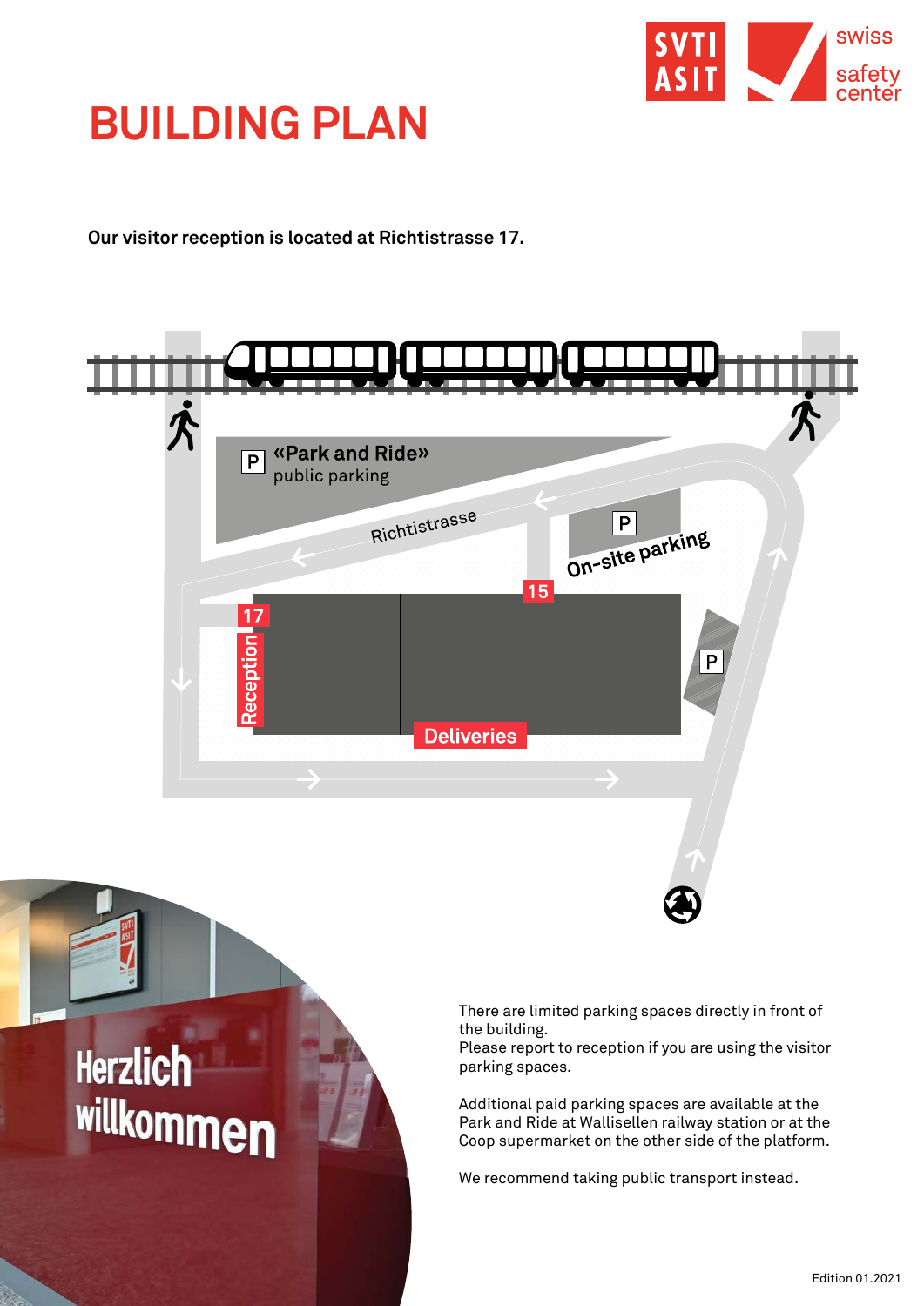# BUILDING PLAN

**Our visitor reception is located at Richtistrasse 17.**

«Park and Ride»
public parking

Richtistrasse

On-site parking

15

17

Reception

Deliveries

There are limited parking spaces directly in front of the building.
Please report to reception if you are using the visitor parking spaces.

Additional paid parking spaces are available at the Park and Ride at Wallisellen railway station or at the Coop supermarket on the other side of the platform.

We recommend taking public transport instead.

Edition 01.2021